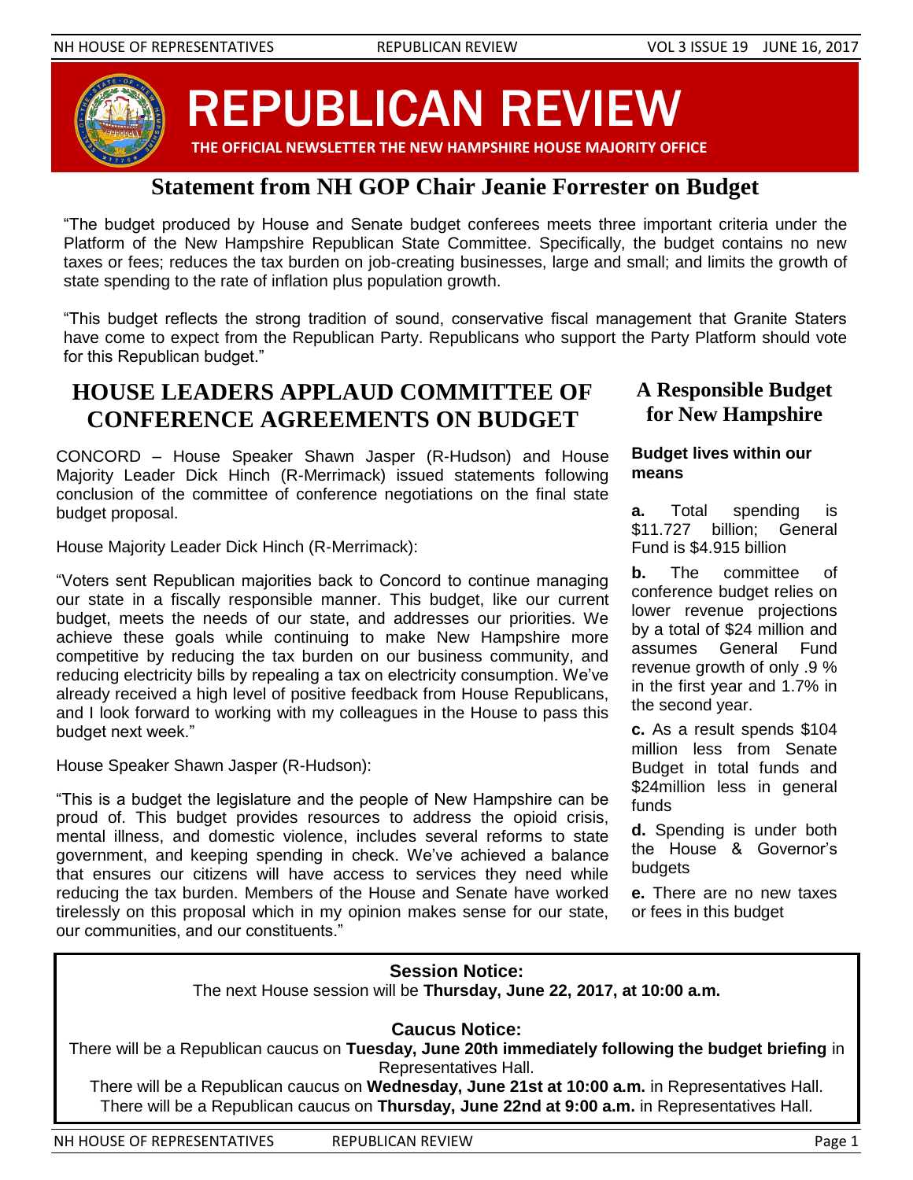# REPUBLICAN REVIEW

**THE OFFICIAL NEWSLETTER THE NEW HAMPSHIRE HOUSE MAJORITY OFFICE**

## Statement from NH GOP Chair Jeanie Forrester on Budget

"The budget produced by House and Senate budget conferees meets three important criteria under the Platform of the New Hampshire Republican State Committee. Specifically, the budget contains no new taxes or fees; reduces the tax burden on job-creating businesses, large and small; and limits the growth of state spending to the rate of inflation plus population growth.

"This budget reflects the strong tradition of sound, conservative fiscal management that Granite Staters have come to expect from the Republican Party. Republicans who support the Party Platform should vote for this Republican budget."

## HOUSE LEADERS APPLAUD COMMITTEE OF CONFERENCE AGREEMENTS ON BUDGET

CONCORD – House Speaker Shawn Jasper (R-Hudson) and House Majority Leader Dick Hinch (R-Merrimack) issued statements following conclusion of the committee of conference negotiations on the final state budget proposal.

House Majority Leader Dick Hinch (R-Merrimack):

"Voters sent Republican majorities back to Concord to continue managing our state in a fiscally responsible manner. This budget, like our current budget, meets the needs of our state, and addresses our priorities. We achieve these goals while continuing to make New Hampshire more competitive by reducing the tax burden on our business community, and reducing electricity bills by repealing a tax on electricity consumption. We've already received a high level of positive feedback from House Republicans, and I look forward to working with my colleagues in the House to pass this budget next week."

House Speaker Shawn Jasper (R-Hudson):

"This is a budget the legislature and the people of New Hampshire can be proud of. This budget provides resources to address the opioid crisis, mental illness, and domestic violence, includes several reforms to state government, and keeping spending in check. We've achieved a balance that ensures our citizens will have access to services they need while reducing the tax burden. Members of the House and Senate have worked tirelessly on this proposal which in my opinion makes sense for our state, our communities, and our constituents."

## A Responsible Budget for New Hampshire

**Budget lives within our means**

**a.** Total spending is $11.727 billion; General Fund is $4.915 billion

**b.** The committee of conference budget relies on lower revenue projections by a total of $24 million and assumes General Fund revenue growth of only .9 % in the first year and 1.7% in the second year.

**c.** As a result spends $104 million less from Senate Budget in total funds and $24million less in general funds

**d.** Spending is under both the House & Governor's budgets

**e.** There are no new taxes or fees in this budget

**Session Notice:**
The next House session will be **Thursday, June 22, 2017, at 10:00 a.m.**

**Caucus Notice:**
There will be a Republican caucus on **Tuesday, June 20th immediately following the budget briefing** in Representatives Hall.
There will be a Republican caucus on **Wednesday, June 21st at 10:00 a.m.** in Representatives Hall.
There will be a Republican caucus on **Thursday, June 22nd at 9:00 a.m.** in Representatives Hall.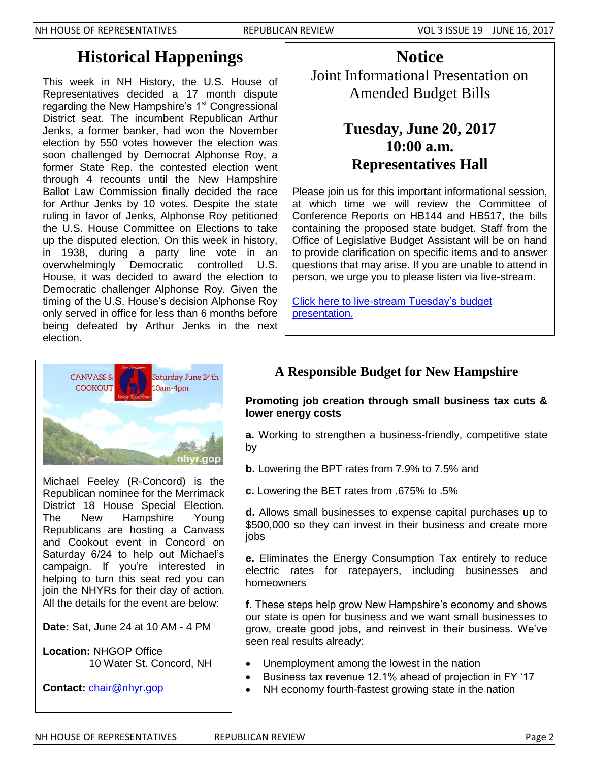# Historical Happenings

This week in NH History, the U.S. House of Representatives decided a 17 month dispute regarding the New Hampshire's 1st Congressional District seat. The incumbent Republican Arthur Jenks, a former banker, had won the November election by 550 votes however the election was soon challenged by Democrat Alphonse Roy, a former State Rep. the contested election went through 4 recounts until the New Hampshire Ballot Law Commission finally decided the race for Arthur Jenks by 10 votes. Despite the state ruling in favor of Jenks, Alphonse Roy petitioned the U.S. House Committee on Elections to take up the disputed election. On this week in history, in 1938, during a party line vote in an overwhelmingly Democratic controlled U.S. House, it was decided to award the election to Democratic challenger Alphonse Roy. Given the timing of the U.S. House's decision Alphonse Roy only served in office for less than 6 months before being defeated by Arthur Jenks in the next election.

# Notice

## Joint Informational Presentation on Amended Budget Bills

**Tuesday, June 20, 2017**
**10:00 a.m.**
**Representatives Hall**

Please join us for this important informational session, at which time we will review the Committee of Conference Reports on HB144 and HB517, the bills containing the proposed state budget. Staff from the Office of Legislative Budget Assistant will be on hand to provide clarification on specific items and to answer questions that may arise. If you are unable to attend in person, we urge you to please listen via live-stream.

Click here to live-stream Tuesday's budget presentation.

CANVASS & COOKOUT — Saturday June 24th 10am-4pm — nhyr.gop

Michael Feeley (R-Concord) is the Republican nominee for the Merrimack District 18 House Special Election. The New Hampshire Young Republicans are hosting a Canvass and Cookout event in Concord on Saturday 6/24 to help out Michael's campaign. If you're interested in helping to turn this seat red you can join the NHYRs for their day of action. All the details for the event are below:

**Date:** Sat, June 24 at 10 AM - 4 PM

**Location:** NHGOP Office
10 Water St. Concord, NH

**Contact:** chair@nhyr.gop

## A Responsible Budget for New Hampshire

**Promoting job creation through small business tax cuts & lower energy costs**

**a.** Working to strengthen a business-friendly, competitive state by

**b.** Lowering the BPT rates from 7.9% to 7.5% and

**c.** Lowering the BET rates from .675% to .5%

**d.** Allows small businesses to expense capital purchases up to $500,000 so they can invest in their business and create more jobs

**e.** Eliminates the Energy Consumption Tax entirely to reduce electric rates for ratepayers, including businesses and homeowners

**f.** These steps help grow New Hampshire's economy and shows our state is open for business and we want small businesses to grow, create good jobs, and reinvest in their business. We've seen real results already:

- Unemployment among the lowest in the nation
- Business tax revenue 12.1% ahead of projection in FY '17
- NH economy fourth-fastest growing state in the nation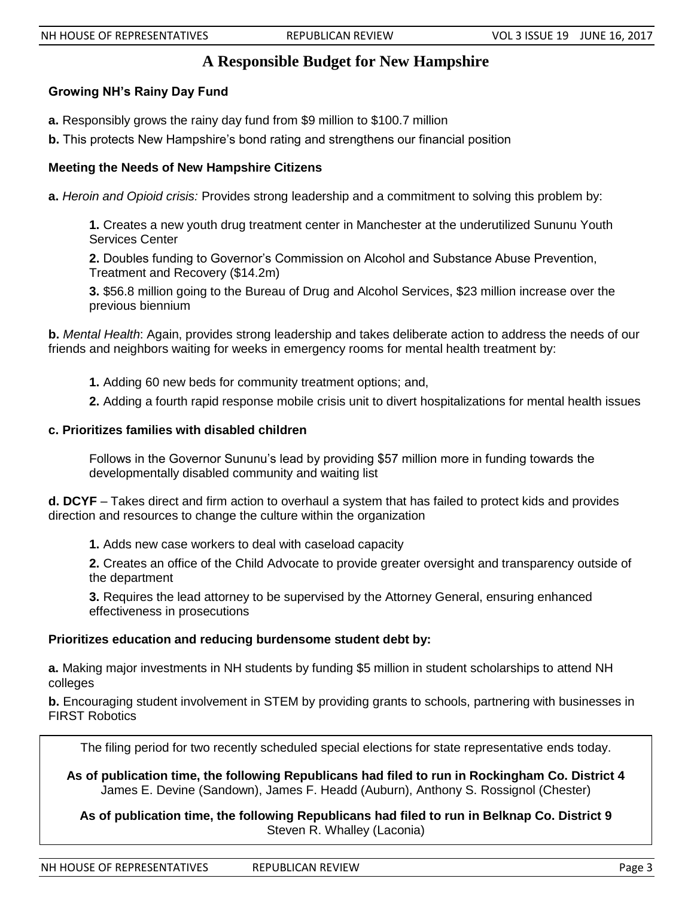# A Responsible Budget for New Hampshire

**Growing NH's Rainy Day Fund**

**a.** Responsibly grows the rainy day fund from $9 million to $100.7 million

**b.** This protects New Hampshire's bond rating and strengthens our financial position

**Meeting the Needs of New Hampshire Citizens**

**a.** *Heroin and Opioid crisis:* Provides strong leadership and a commitment to solving this problem by:

> **1.** Creates a new youth drug treatment center in Manchester at the underutilized Sununu Youth Services Center
>
> **2.** Doubles funding to Governor's Commission on Alcohol and Substance Abuse Prevention, Treatment and Recovery ($14.2m)
>
> **3.** $56.8 million going to the Bureau of Drug and Alcohol Services, $23 million increase over the previous biennium

**b.** *Mental Health*: Again, provides strong leadership and takes deliberate action to address the needs of our friends and neighbors waiting for weeks in emergency rooms for mental health treatment by:

> **1.** Adding 60 new beds for community treatment options; and,
>
> **2.** Adding a fourth rapid response mobile crisis unit to divert hospitalizations for mental health issues

**c. Prioritizes families with disabled children**

> Follows in the Governor Sununu's lead by providing $57 million more in funding towards the developmentally disabled community and waiting list

**d. DCYF** – Takes direct and firm action to overhaul a system that has failed to protect kids and provides direction and resources to change the culture within the organization

> **1.** Adds new case workers to deal with caseload capacity
>
> **2.** Creates an office of the Child Advocate to provide greater oversight and transparency outside of the department
>
> **3.** Requires the lead attorney to be supervised by the Attorney General, ensuring enhanced effectiveness in prosecutions

**Prioritizes education and reducing burdensome student debt by:**

**a.** Making major investments in NH students by funding $5 million in student scholarships to attend NH colleges

**b.** Encouraging student involvement in STEM by providing grants to schools, partnering with businesses in FIRST Robotics

---

The filing period for two recently scheduled special elections for state representative ends today.

**As of publication time, the following Republicans had filed to run in Rockingham Co. District 4**
James E. Devine (Sandown), James F. Headd (Auburn), Anthony S. Rossignol (Chester)

**As of publication time, the following Republicans had filed to run in Belknap Co. District 9**
Steven R. Whalley (Laconia)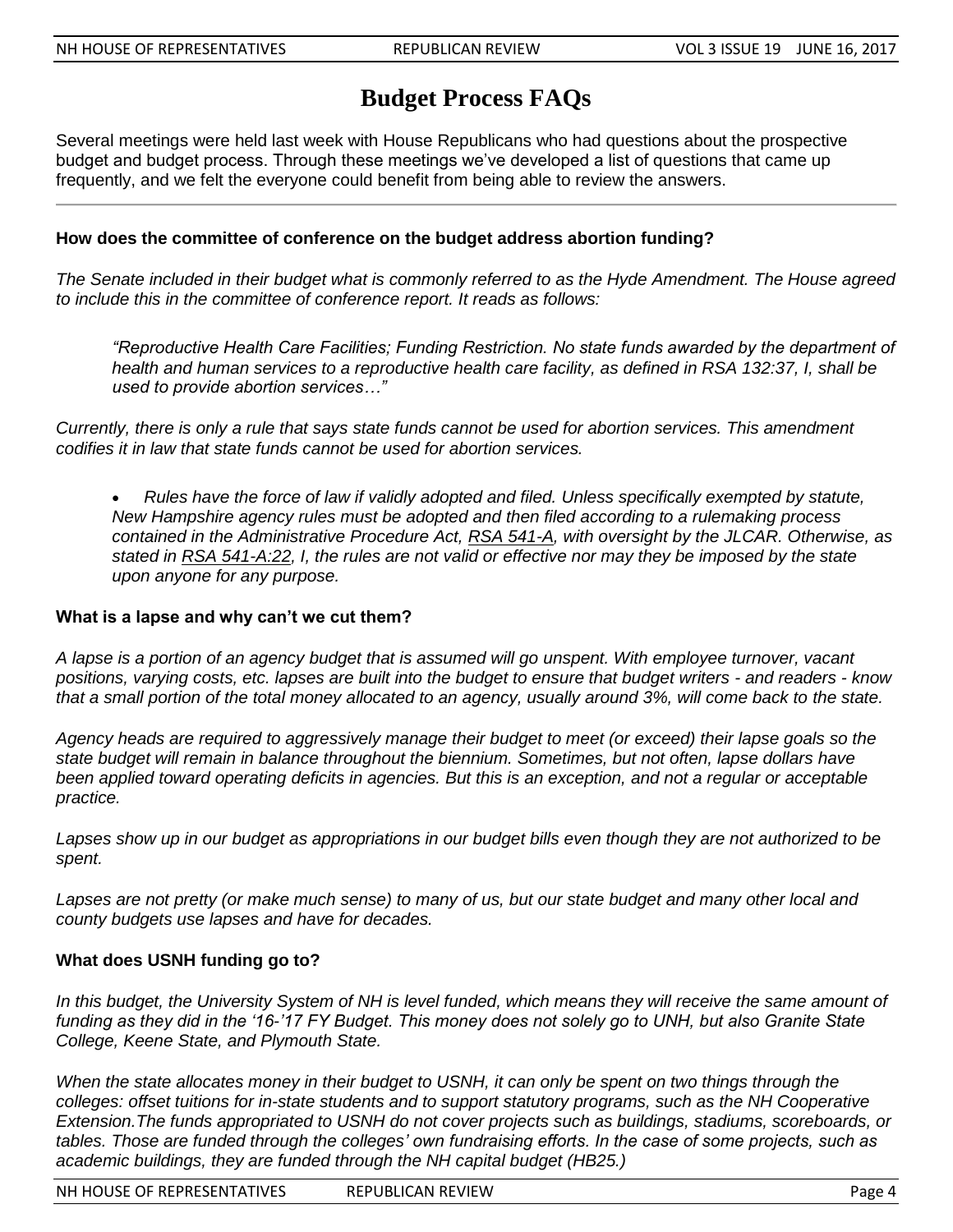# Budget Process FAQs

Several meetings were held last week with House Republicans who had questions about the prospective budget and budget process. Through these meetings we've developed a list of questions that came up frequently, and we felt the everyone could benefit from being able to review the answers.

---

**How does the committee of conference on the budget address abortion funding?**

*The Senate included in their budget what is commonly referred to as the Hyde Amendment. The House agreed to include this in the committee of conference report. It reads as follows:*

> *"Reproductive Health Care Facilities; Funding Restriction. No state funds awarded by the department of health and human services to a reproductive health care facility, as defined in RSA 132:37, I, shall be used to provide abortion services…"*

*Currently, there is only a rule that says state funds cannot be used for abortion services. This amendment codifies it in law that state funds cannot be used for abortion services.*

- *Rules have the force of law if validly adopted and filed. Unless specifically exempted by statute, New Hampshire agency rules must be adopted and then filed according to a rulemaking process contained in the Administrative Procedure Act, RSA 541-A, with oversight by the JLCAR. Otherwise, as stated in RSA 541-A:22, I, the rules are not valid or effective nor may they be imposed by the state upon anyone for any purpose.*

**What is a lapse and why can't we cut them?**

*A lapse is a portion of an agency budget that is assumed will go unspent. With employee turnover, vacant positions, varying costs, etc. lapses are built into the budget to ensure that budget writers - and readers - know that a small portion of the total money allocated to an agency, usually around 3%, will come back to the state.*

*Agency heads are required to aggressively manage their budget to meet (or exceed) their lapse goals so the state budget will remain in balance throughout the biennium. Sometimes, but not often, lapse dollars have been applied toward operating deficits in agencies. But this is an exception, and not a regular or acceptable practice.*

*Lapses show up in our budget as appropriations in our budget bills even though they are not authorized to be spent.*

*Lapses are not pretty (or make much sense) to many of us, but our state budget and many other local and county budgets use lapses and have for decades.*

**What does USNH funding go to?**

*In this budget, the University System of NH is level funded, which means they will receive the same amount of funding as they did in the '16-'17 FY Budget. This money does not solely go to UNH, but also Granite State College, Keene State, and Plymouth State.*

*When the state allocates money in their budget to USNH, it can only be spent on two things through the colleges: offset tuitions for in-state students and to support statutory programs, such as the NH Cooperative Extension.The funds appropriated to USNH do not cover projects such as buildings, stadiums, scoreboards, or tables. Those are funded through the colleges' own fundraising efforts. In the case of some projects, such as academic buildings, they are funded through the NH capital budget (HB25.)*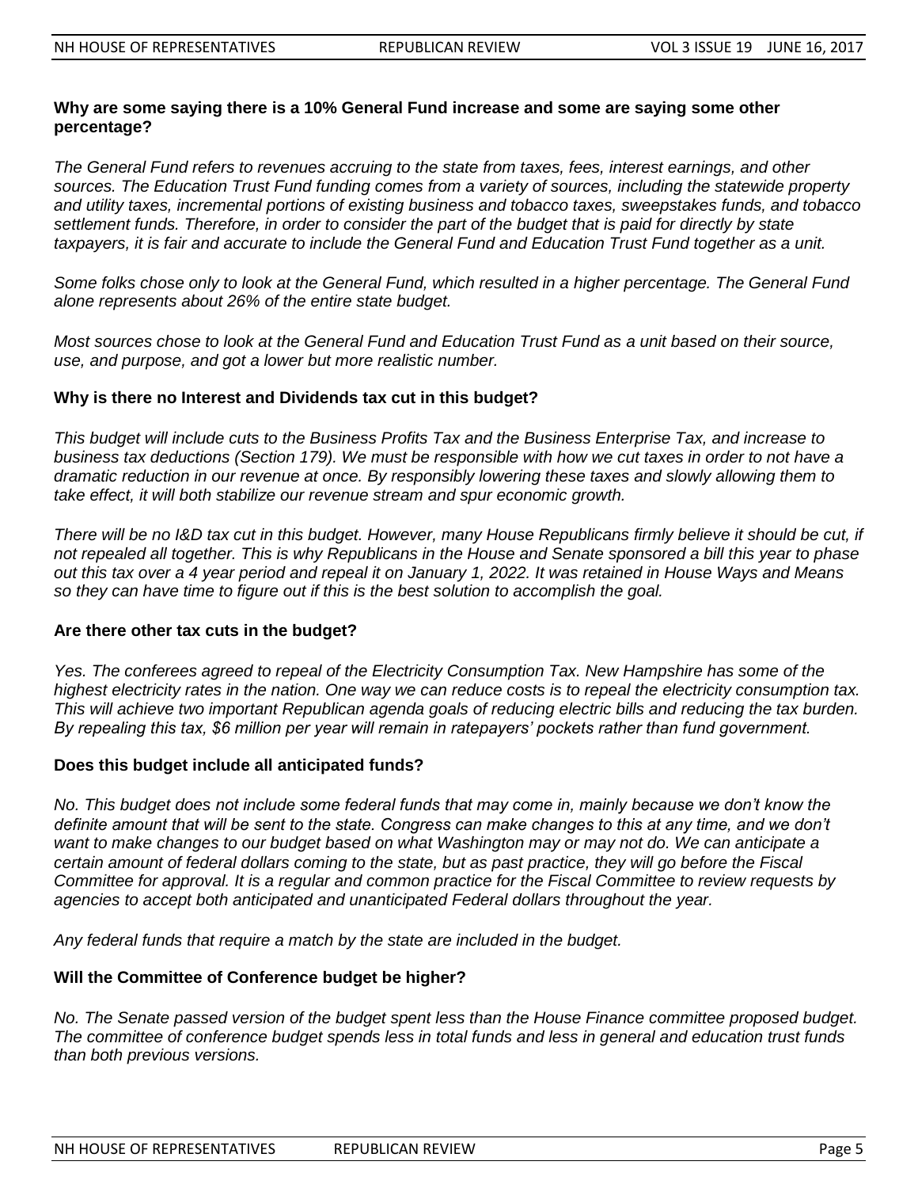**Why are some saying there is a 10% General Fund increase and some are saying some other percentage?**

*The General Fund refers to revenues accruing to the state from taxes, fees, interest earnings, and other sources. The Education Trust Fund funding comes from a variety of sources, including the statewide property and utility taxes, incremental portions of existing business and tobacco taxes, sweepstakes funds, and tobacco settlement funds. Therefore, in order to consider the part of the budget that is paid for directly by state taxpayers, it is fair and accurate to include the General Fund and Education Trust Fund together as a unit.*

*Some folks chose only to look at the General Fund, which resulted in a higher percentage. The General Fund alone represents about 26% of the entire state budget.*

*Most sources chose to look at the General Fund and Education Trust Fund as a unit based on their source, use, and purpose, and got a lower but more realistic number.*

**Why is there no Interest and Dividends tax cut in this budget?**

*This budget will include cuts to the Business Profits Tax and the Business Enterprise Tax, and increase to business tax deductions (Section 179). We must be responsible with how we cut taxes in order to not have a dramatic reduction in our revenue at once. By responsibly lowering these taxes and slowly allowing them to take effect, it will both stabilize our revenue stream and spur economic growth.*

*There will be no I&D tax cut in this budget. However, many House Republicans firmly believe it should be cut, if not repealed all together. This is why Republicans in the House and Senate sponsored a bill this year to phase out this tax over a 4 year period and repeal it on January 1, 2022. It was retained in House Ways and Means so they can have time to figure out if this is the best solution to accomplish the goal.*

**Are there other tax cuts in the budget?**

*Yes. The conferees agreed to repeal of the Electricity Consumption Tax. New Hampshire has some of the highest electricity rates in the nation. One way we can reduce costs is to repeal the electricity consumption tax. This will achieve two important Republican agenda goals of reducing electric bills and reducing the tax burden. By repealing this tax, $6 million per year will remain in ratepayers' pockets rather than fund government.*

**Does this budget include all anticipated funds?**

*No. This budget does not include some federal funds that may come in, mainly because we don't know the definite amount that will be sent to the state. Congress can make changes to this at any time, and we don't want to make changes to our budget based on what Washington may or may not do. We can anticipate a certain amount of federal dollars coming to the state, but as past practice, they will go before the Fiscal Committee for approval. It is a regular and common practice for the Fiscal Committee to review requests by agencies to accept both anticipated and unanticipated Federal dollars throughout the year.*

*Any federal funds that require a match by the state are included in the budget.*

**Will the Committee of Conference budget be higher?**

*No. The Senate passed version of the budget spent less than the House Finance committee proposed budget. The committee of conference budget spends less in total funds and less in general and education trust funds than both previous versions.*